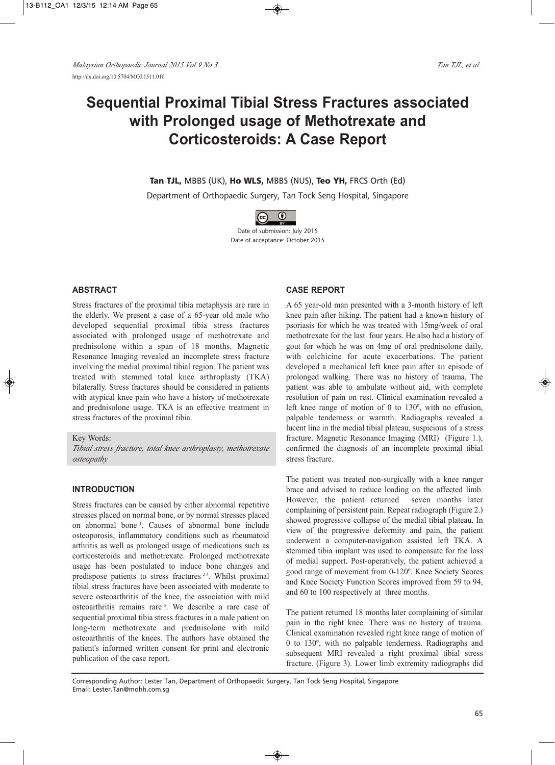# Sequential Proximal Tibial Stress Fractures associated with Prolonged usage of Methotrexate and Corticosteroids: A Case Report

**Tan TJL,** MBBS (UK), **Ho WLS,** MBBS (NUS), **Teo YH,** FRCS Orth (Ed)

Department of Orthopaedic Surgery, Tan Tock Seng Hospital, Singapore

Date of submission: July 2015
Date of acceptance: October 2015

## ABSTRACT

Stress fractures of the proximal tibia metaphysis are rare in the elderly. We present a case of a 65-year old male who developed sequential proximal tibia stress fractures associated with prolonged usage of methotrexate and prednisolone within a span of 18 months. Magnetic Resonance Imaging revealed an incomplete stress fracture involving the medial proximal tibial region. The patient was treated with stemmed total knee arthroplasty (TKA) bilaterally. Stress fractures should be considered in patients with atypical knee pain who have a history of methotrexate and prednisolone usage. TKA is an effective treatment in stress fractures of the proximal tibia.

Key Words:
*Tibial stress fracture, total knee arthroplasty, methotrexate osteopathy*

## INTRODUCTION

Stress fractures can be caused by either abnormal repetitive stresses placed on normal bone, or by normal stresses placed on abnormal bone [1]. Causes of abnormal bone include osteoporosis, inflammatory conditions such as rheumatoid arthritis as well as prolonged usage of medications such as corticosteroids and methotrexate. Prolonged methotrexate usage has been postulated to induce bone changes and predispose patients to stress fractures [2-4]. Whilst proximal tibial stress fractures have been associated with moderate to severe osteoarthritis of the knee, the association with mild osteoarthritis remains rare [5]. We describe a rare case of sequential proximal tibia stress fractures in a male patient on long-term methotrexate and prednisolone with mild osteoarthritis of the knees. The authors have obtained the patient's informed written consent for print and electronic publication of the case report.

## CASE REPORT

A 65 year-old man presented with a 3-month history of left knee pain after hiking. The patient had a known history of psoriasis for which he was treated with 15mg/week of oral methotrexate for the last four years. He also had a history of gout for which he was on 4mg of oral prednisolone daily, with colchicine for acute exacerbations. The patient developed a mechanical left knee pain after an episode of prolonged walking. There was no history of trauma. The patient was able to ambulate without aid, with complete resolution of pain on rest. Clinical examination revealed a left knee range of motion of 0 to 130º, with no effusion, palpable tenderness or warmth. Radiographs revealed a lucent line in the medial tibial plateau, suspicious of a stress fracture. Magnetic Resonance Imaging (MRI) (Figure 1.), confirmed the diagnosis of an incomplete proximal tibial stress fracture.

The patient was treated non-surgically with a knee ranger brace and advised to reduce loading on the affected limb. However, the patient returned seven months later complaining of persistent pain. Repeat radiograph (Figure 2.) showed progressive collapse of the medial tibial plateau. In view of the progressive deformity and pain, the patient underwent a computer-navigation assisted left TKA. A stemmed tibia implant was used to compensate for the loss of medial support. Post-operatively, the patient achieved a good range of movement from 0-120º. Knee Society Scores and Knee Society Function Scores improved from 59 to 94, and 60 to 100 respectively at three months.

The patient returned 18 months later complaining of similar pain in the right knee. There was no history of trauma. Clinical examination revealed right knee range of motion of 0 to 130º, with no palpable tenderness. Radiographs and subsequent MRI revealed a right proximal tibial stress fracture. (Figure 3). Lower limb extremity radiographs did

Corresponding Author: Lester Tan, Department of Orthopaedic Surgery, Tan Tock Seng Hospital, Singapore
Email: Lester.Tan@mohh.com.sg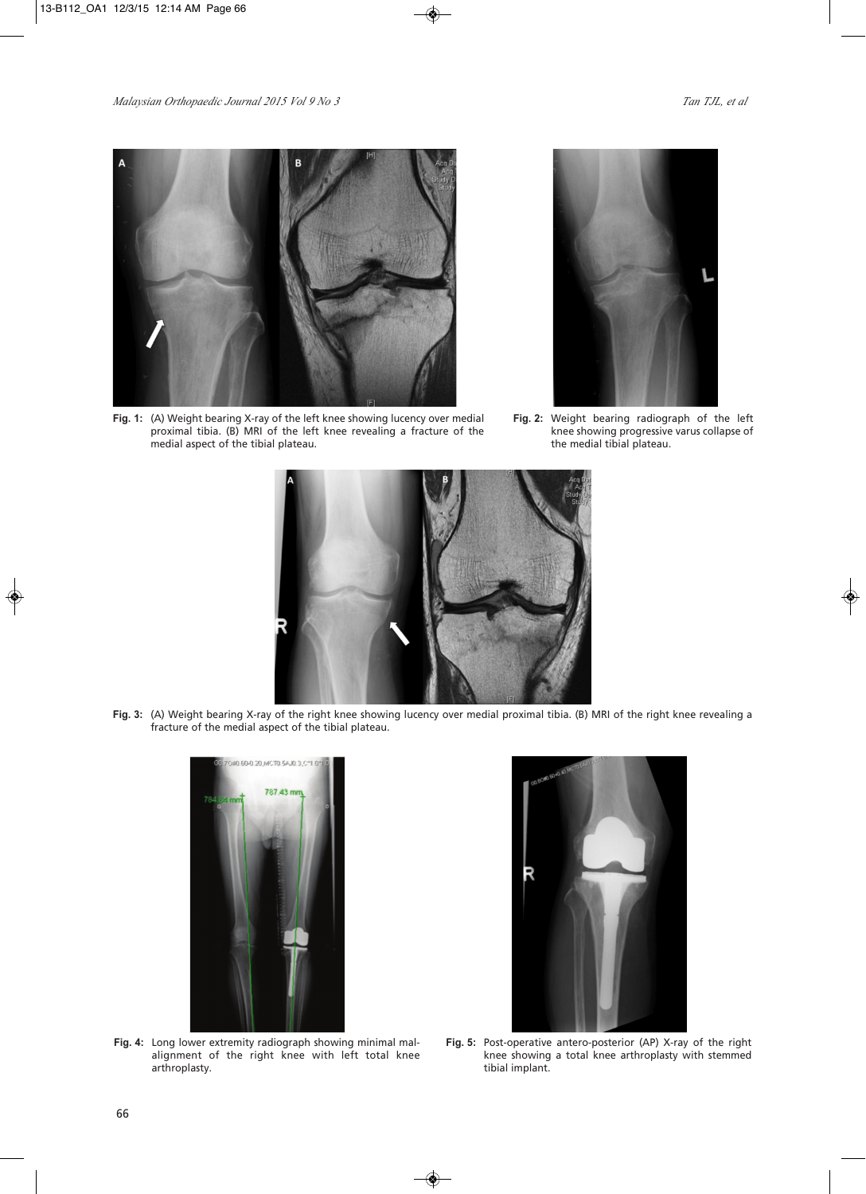Fig. 1: (A) Weight bearing X-ray of the left knee showing lucency over medial proximal tibia. (B) MRI of the left knee revealing a fracture of the medial aspect of the tibial plateau.

Fig. 2: Weight bearing radiograph of the left knee showing progressive varus collapse of the medial tibial plateau.

Fig. 3: (A) Weight bearing X-ray of the right knee showing lucency over medial proximal tibia. (B) MRI of the right knee revealing a fracture of the medial aspect of the tibial plateau.

Fig. 4: Long lower extremity radiograph showing minimal malalignment of the right knee with left total knee arthroplasty.

Fig. 5: Post-operative antero-posterior (AP) X-ray of the right knee showing a total knee arthroplasty with stemmed tibial implant.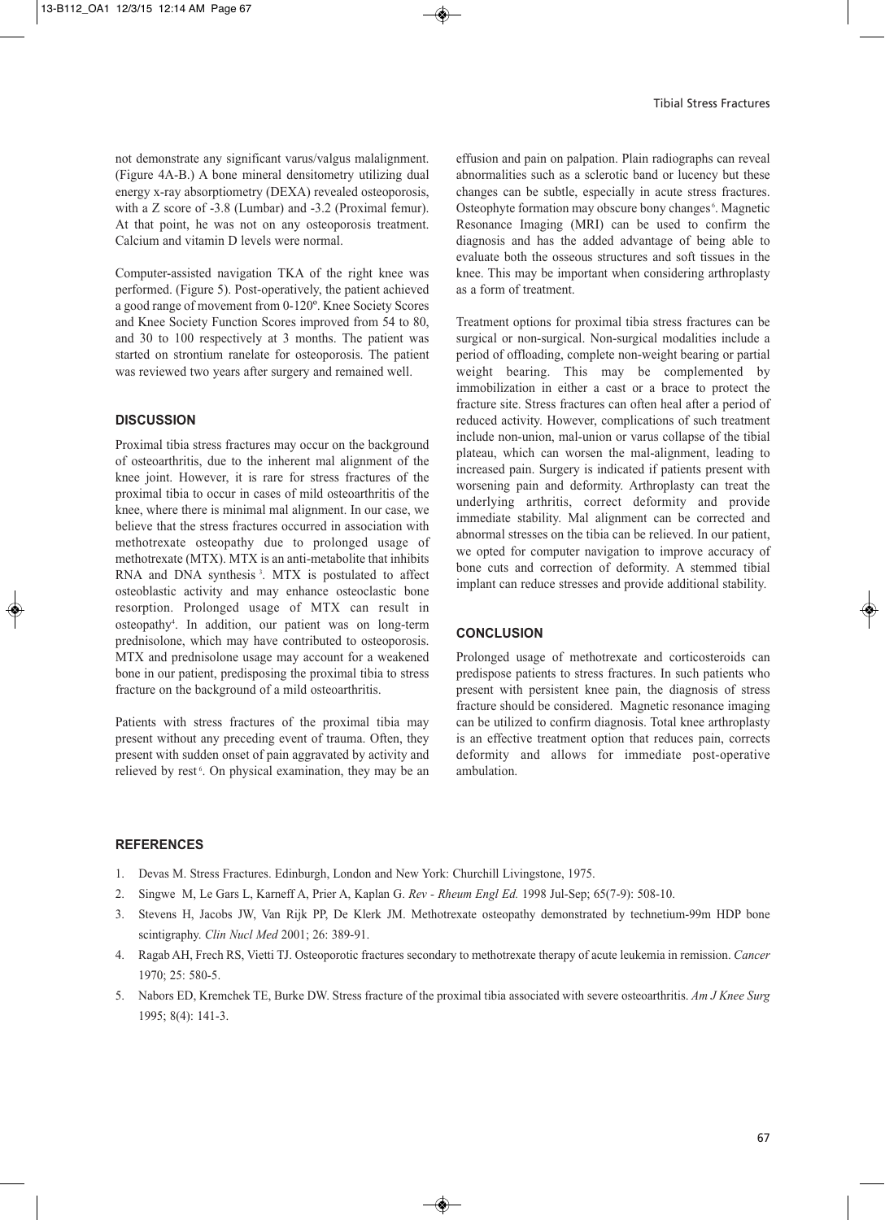not demonstrate any significant varus/valgus malalignment. (Figure 4A-B.) A bone mineral densitometry utilizing dual energy x-ray absorptiometry (DEXA) revealed osteoporosis, with a Z score of -3.8 (Lumbar) and -3.2 (Proximal femur). At that point, he was not on any osteoporosis treatment. Calcium and vitamin D levels were normal.

Computer-assisted navigation TKA of the right knee was performed. (Figure 5). Post-operatively, the patient achieved a good range of movement from 0-120º. Knee Society Scores and Knee Society Function Scores improved from 54 to 80, and 30 to 100 respectively at 3 months. The patient was started on strontium ranelate for osteoporosis. The patient was reviewed two years after surgery and remained well.

## DISCUSSION

Proximal tibia stress fractures may occur on the background of osteoarthritis, due to the inherent mal alignment of the knee joint. However, it is rare for stress fractures of the proximal tibia to occur in cases of mild osteoarthritis of the knee, where there is minimal mal alignment. In our case, we believe that the stress fractures occurred in association with methotrexate osteopathy due to prolonged usage of methotrexate (MTX). MTX is an anti-metabolite that inhibits RNA and DNA synthesis [3]. MTX is postulated to affect osteoblastic activity and may enhance osteoclastic bone resorption. Prolonged usage of MTX can result in osteopathy[4]. In addition, our patient was on long-term prednisolone, which may have contributed to osteoporosis. MTX and prednisolone usage may account for a weakened bone in our patient, predisposing the proximal tibia to stress fracture on the background of a mild osteoarthritis.

Patients with stress fractures of the proximal tibia may present without any preceding event of trauma. Often, they present with sudden onset of pain aggravated by activity and relieved by rest [6]. On physical examination, they may be an effusion and pain on palpation. Plain radiographs can reveal abnormalities such as a sclerotic band or lucency but these changes can be subtle, especially in acute stress fractures. Osteophyte formation may obscure bony changes [6]. Magnetic Resonance Imaging (MRI) can be used to confirm the diagnosis and has the added advantage of being able to evaluate both the osseous structures and soft tissues in the knee. This may be important when considering arthroplasty as a form of treatment.

Treatment options for proximal tibia stress fractures can be surgical or non-surgical. Non-surgical modalities include a period of offloading, complete non-weight bearing or partial weight bearing. This may be complemented by immobilization in either a cast or a brace to protect the fracture site. Stress fractures can often heal after a period of reduced activity. However, complications of such treatment include non-union, mal-union or varus collapse of the tibial plateau, which can worsen the mal-alignment, leading to increased pain. Surgery is indicated if patients present with worsening pain and deformity. Arthroplasty can treat the underlying arthritis, correct deformity and provide immediate stability. Mal alignment can be corrected and abnormal stresses on the tibia can be relieved. In our patient, we opted for computer navigation to improve accuracy of bone cuts and correction of deformity. A stemmed tibial implant can reduce stresses and provide additional stability.

## CONCLUSION

Prolonged usage of methotrexate and corticosteroids can predispose patients to stress fractures. In such patients who present with persistent knee pain, the diagnosis of stress fracture should be considered. Magnetic resonance imaging can be utilized to confirm diagnosis. Total knee arthroplasty is an effective treatment option that reduces pain, corrects deformity and allows for immediate post-operative ambulation.

## REFERENCES

1. Devas M. Stress Fractures. Edinburgh, London and New York: Churchill Livingstone, 1975.
2. Singwe M, Le Gars L, Karneff A, Prier A, Kaplan G. *Rev - Rheum Engl Ed.* 1998 Jul-Sep; 65(7-9): 508-10.
3. Stevens H, Jacobs JW, Van Rijk PP, De Klerk JM. Methotrexate osteopathy demonstrated by technetium-99m HDP bone scintigraphy. *Clin Nucl Med* 2001; 26: 389-91.
4. Ragab AH, Frech RS, Vietti TJ. Osteoporotic fractures secondary to methotrexate therapy of acute leukemia in remission. *Cancer* 1970; 25: 580-5.
5. Nabors ED, Kremchek TE, Burke DW. Stress fracture of the proximal tibia associated with severe osteoarthritis. *Am J Knee Surg* 1995; 8(4): 141-3.